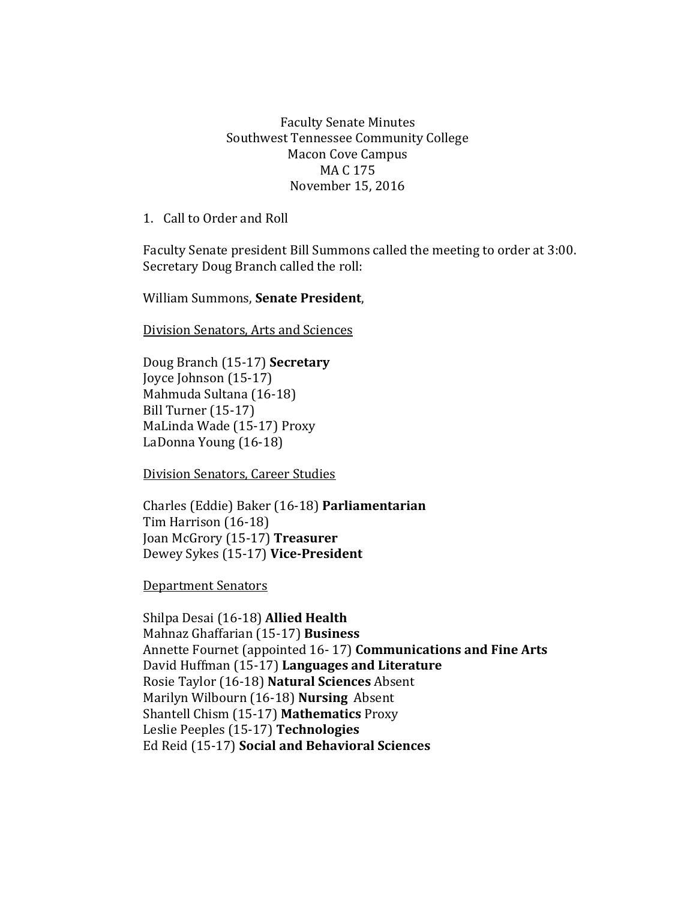Faculty Senate Minutes
Southwest Tennessee Community College
Macon Cove Campus
MA C 175
November 15, 2016

1. Call to Order and Roll

Faculty Senate president Bill Summons called the meeting to order at 3:00. Secretary Doug Branch called the roll:

William Summons, **Senate President**,

<u>Division Senators, Arts and Sciences</u>

Doug Branch (15-17) **Secretary**
Joyce Johnson (15-17)
Mahmuda Sultana (16-18)
Bill Turner (15-17)
MaLinda Wade (15-17) Proxy
LaDonna Young (16-18)

<u>Division Senators, Career Studies</u>

Charles (Eddie) Baker (16-18) **Parliamentarian**
Tim Harrison (16-18)
Joan McGrory (15-17) **Treasurer**
Dewey Sykes (15-17) **Vice-President**

<u>Department Senators</u>

Shilpa Desai (16-18) **Allied Health**
Mahnaz Ghaffarian (15-17) **Business**
Annette Fournet (appointed 16- 17) **Communications and Fine Arts**
David Huffman (15-17) **Languages and Literature**
Rosie Taylor (16-18) **Natural Sciences** Absent
Marilyn Wilbourn (16-18) **Nursing** Absent
Shantell Chism (15-17) **Mathematics** Proxy
Leslie Peeples (15-17) **Technologies**
Ed Reid (15-17) **Social and Behavioral Sciences**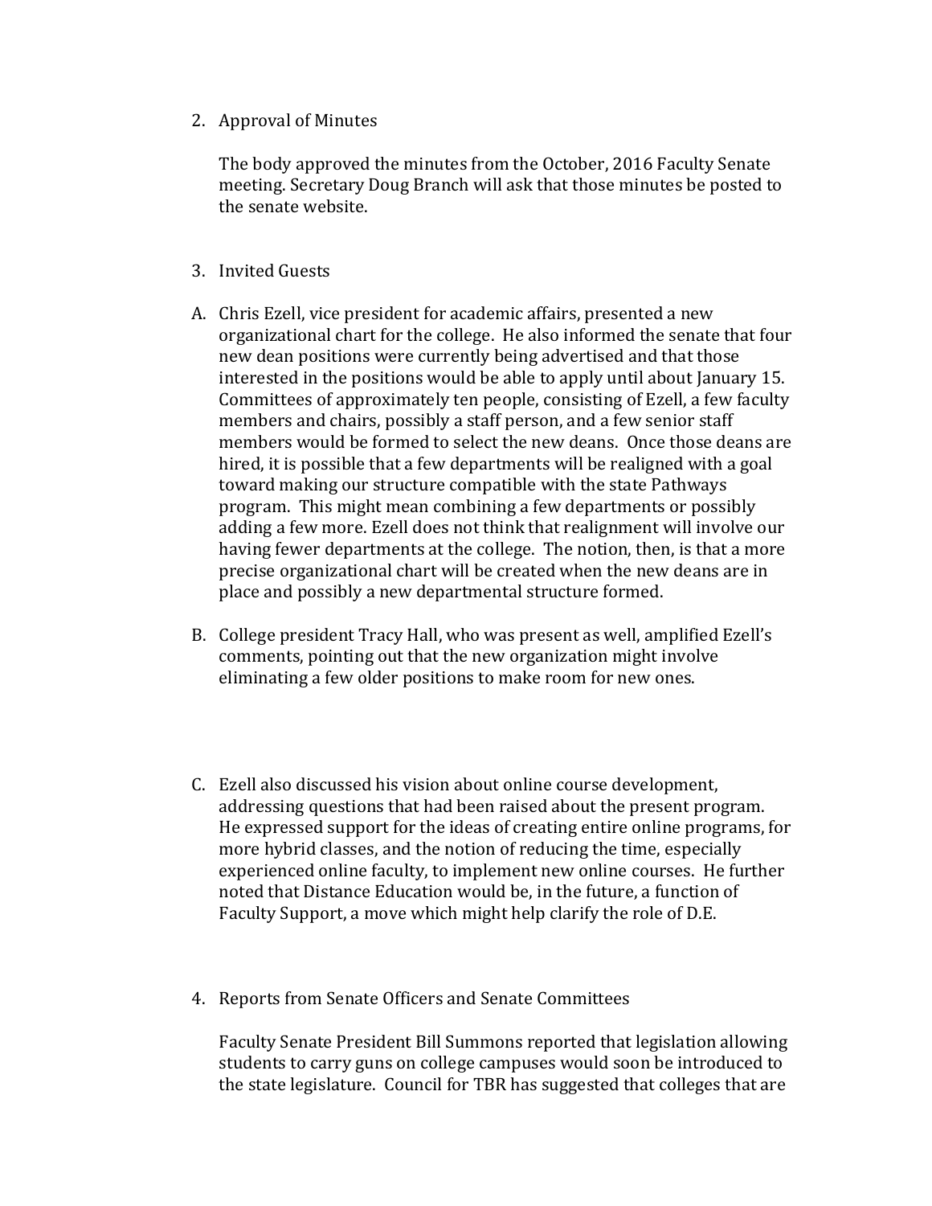2. Approval of Minutes

   The body approved the minutes from the October, 2016 Faculty Senate meeting. Secretary Doug Branch will ask that those minutes be posted to the senate website.

3. Invited Guests

A. Chris Ezell, vice president for academic affairs, presented a new organizational chart for the college. He also informed the senate that four new dean positions were currently being advertised and that those interested in the positions would be able to apply until about January 15. Committees of approximately ten people, consisting of Ezell, a few faculty members and chairs, possibly a staff person, and a few senior staff members would be formed to select the new deans. Once those deans are hired, it is possible that a few departments will be realigned with a goal toward making our structure compatible with the state Pathways program. This might mean combining a few departments or possibly adding a few more. Ezell does not think that realignment will involve our having fewer departments at the college. The notion, then, is that a more precise organizational chart will be created when the new deans are in place and possibly a new departmental structure formed.

B. College president Tracy Hall, who was present as well, amplified Ezell's comments, pointing out that the new organization might involve eliminating a few older positions to make room for new ones.

C. Ezell also discussed his vision about online course development, addressing questions that had been raised about the present program. He expressed support for the ideas of creating entire online programs, for more hybrid classes, and the notion of reducing the time, especially experienced online faculty, to implement new online courses. He further noted that Distance Education would be, in the future, a function of Faculty Support, a move which might help clarify the role of D.E.

4. Reports from Senate Officers and Senate Committees

   Faculty Senate President Bill Summons reported that legislation allowing students to carry guns on college campuses would soon be introduced to the state legislature. Council for TBR has suggested that colleges that are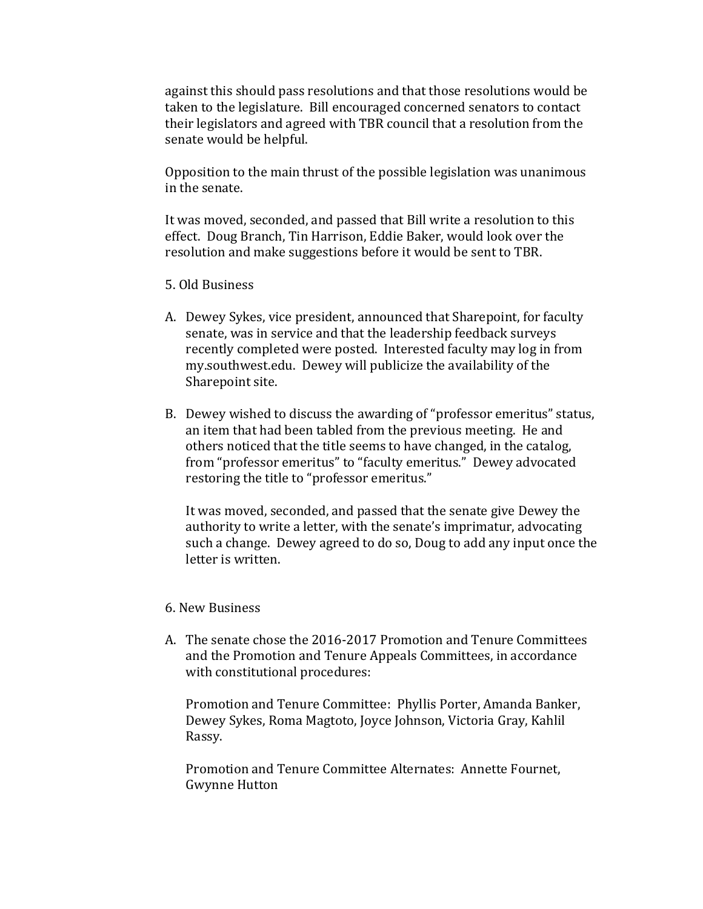against this should pass resolutions and that those resolutions would be taken to the legislature. Bill encouraged concerned senators to contact their legislators and agreed with TBR council that a resolution from the senate would be helpful.

Opposition to the main thrust of the possible legislation was unanimous in the senate.

It was moved, seconded, and passed that Bill write a resolution to this effect. Doug Branch, Tin Harrison, Eddie Baker, would look over the resolution and make suggestions before it would be sent to TBR.

5. Old Business

A. Dewey Sykes, vice president, announced that Sharepoint, for faculty senate, was in service and that the leadership feedback surveys recently completed were posted. Interested faculty may log in from my.southwest.edu. Dewey will publicize the availability of the Sharepoint site.

B. Dewey wished to discuss the awarding of "professor emeritus" status, an item that had been tabled from the previous meeting. He and others noticed that the title seems to have changed, in the catalog, from "professor emeritus" to "faculty emeritus." Dewey advocated restoring the title to "professor emeritus."

   It was moved, seconded, and passed that the senate give Dewey the authority to write a letter, with the senate's imprimatur, advocating such a change. Dewey agreed to do so, Doug to add any input once the letter is written.

6. New Business

A. The senate chose the 2016-2017 Promotion and Tenure Committees and the Promotion and Tenure Appeals Committees, in accordance with constitutional procedures:

   Promotion and Tenure Committee: Phyllis Porter, Amanda Banker, Dewey Sykes, Roma Magtoto, Joyce Johnson, Victoria Gray, Kahlil Rassy.

   Promotion and Tenure Committee Alternates: Annette Fournet, Gwynne Hutton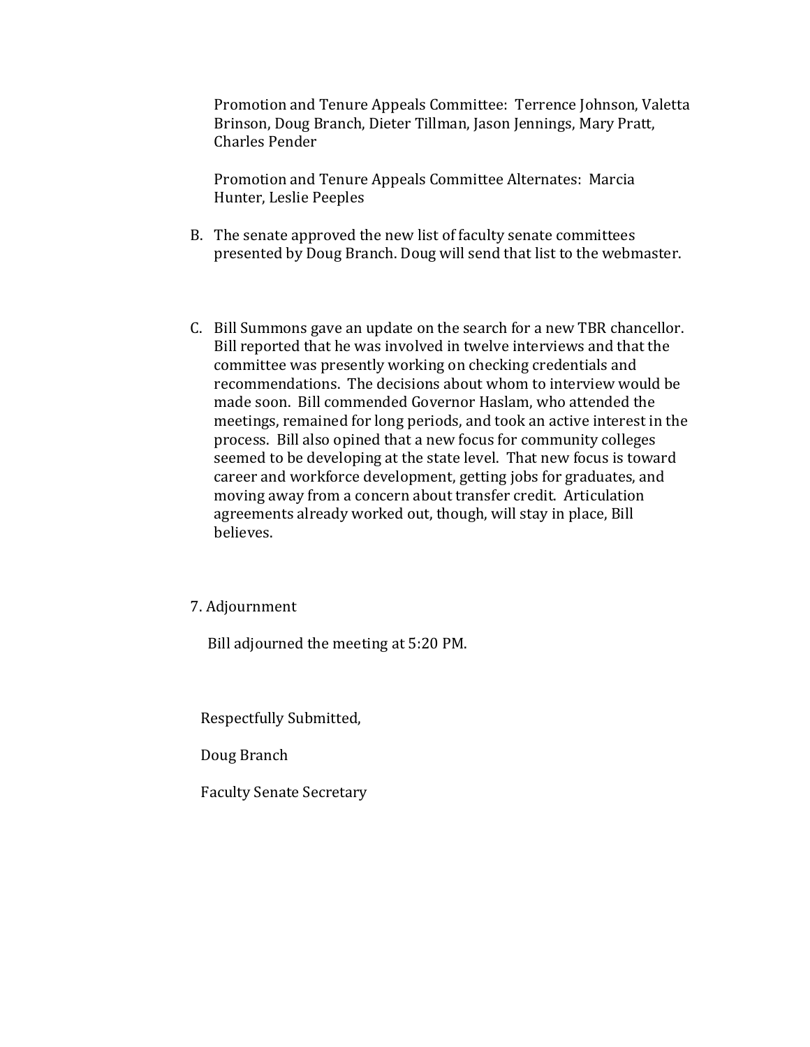Promotion and Tenure Appeals Committee: Terrence Johnson, Valetta Brinson, Doug Branch, Dieter Tillman, Jason Jennings, Mary Pratt, Charles Pender

Promotion and Tenure Appeals Committee Alternates: Marcia Hunter, Leslie Peeples

B. The senate approved the new list of faculty senate committees presented by Doug Branch. Doug will send that list to the webmaster.

C. Bill Summons gave an update on the search for a new TBR chancellor. Bill reported that he was involved in twelve interviews and that the committee was presently working on checking credentials and recommendations. The decisions about whom to interview would be made soon. Bill commended Governor Haslam, who attended the meetings, remained for long periods, and took an active interest in the process. Bill also opined that a new focus for community colleges seemed to be developing at the state level. That new focus is toward career and workforce development, getting jobs for graduates, and moving away from a concern about transfer credit. Articulation agreements already worked out, though, will stay in place, Bill believes.

7. Adjournment

Bill adjourned the meeting at 5:20 PM.

Respectfully Submitted,

Doug Branch

Faculty Senate Secretary